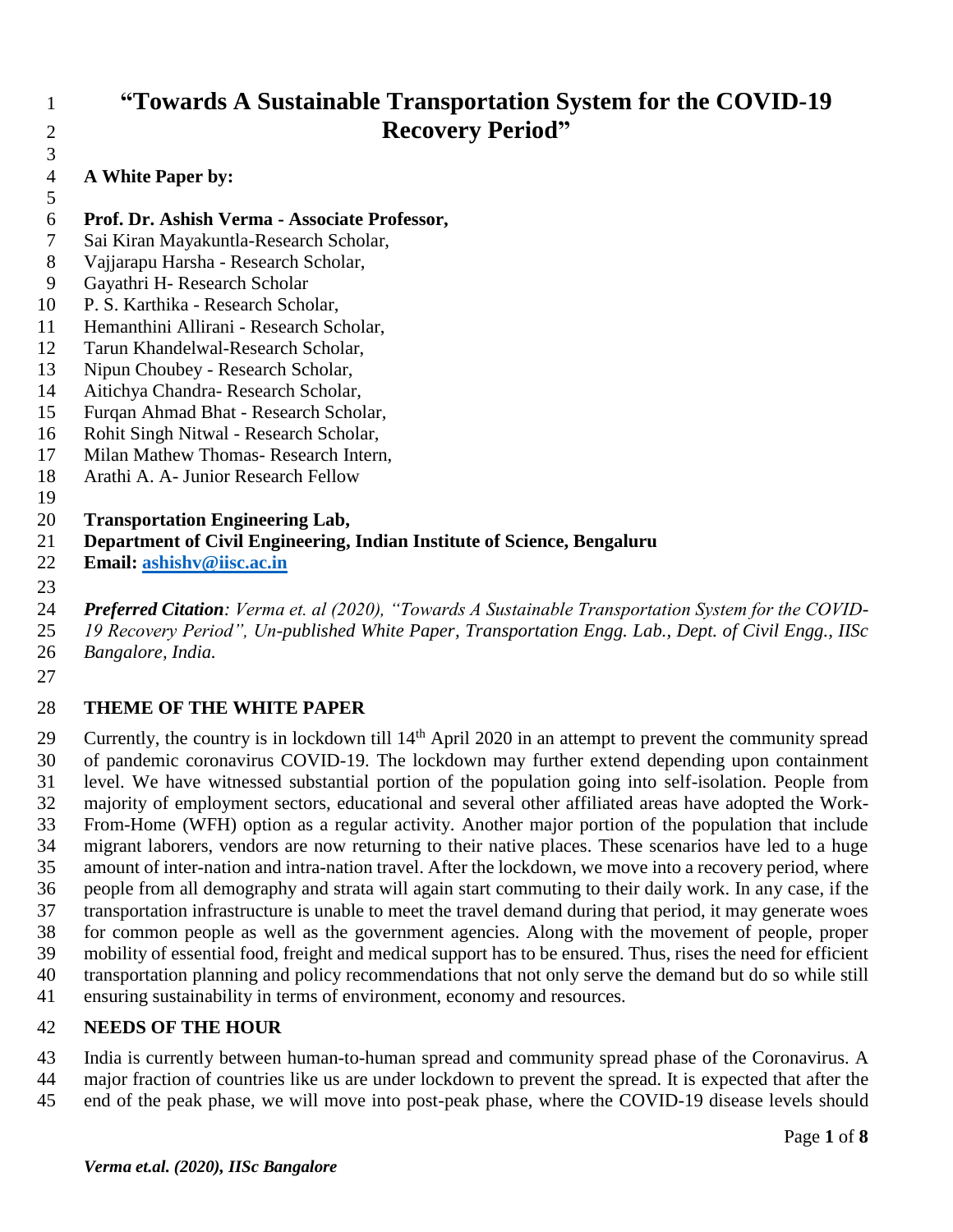# "Towards A Sustainable Transportation System for the COVID-19 Recovery Period"

**A White Paper by:**

**Prof. Dr. Ashish Verma - Associate Professor,**
Sai Kiran Mayakuntla-Research Scholar,
Vajjarapu Harsha - Research Scholar,
Gayathri H- Research Scholar
P. S. Karthika - Research Scholar,
Hemanthini Allirani - Research Scholar,
Tarun Khandelwal-Research Scholar,
Nipun Choubey - Research Scholar,
Aitichya Chandra- Research Scholar,
Furqan Ahmad Bhat - Research Scholar,
Rohit Singh Nitwal - Research Scholar,
Milan Mathew Thomas- Research Intern,
Arathi A. A- Junior Research Fellow

**Transportation Engineering Lab,**
**Department of Civil Engineering, Indian Institute of Science, Bengaluru**
**Email: ashishv@iisc.ac.in**

***Preferred Citation****: Verma et. al (2020), "Towards A Sustainable Transportation System for the COVID-19 Recovery Period", Un-published White Paper, Transportation Engg. Lab., Dept. of Civil Engg., IISc Bangalore, India.*

## THEME OF THE WHITE PAPER

Currently, the country is in lockdown till 14th April 2020 in an attempt to prevent the community spread of pandemic coronavirus COVID-19. The lockdown may further extend depending upon containment level. We have witnessed substantial portion of the population going into self-isolation. People from majority of employment sectors, educational and several other affiliated areas have adopted the Work-From-Home (WFH) option as a regular activity. Another major portion of the population that include migrant laborers, vendors are now returning to their native places. These scenarios have led to a huge amount of inter-nation and intra-nation travel. After the lockdown, we move into a recovery period, where people from all demography and strata will again start commuting to their daily work. In any case, if the transportation infrastructure is unable to meet the travel demand during that period, it may generate woes for common people as well as the government agencies. Along with the movement of people, proper mobility of essential food, freight and medical support has to be ensured. Thus, rises the need for efficient transportation planning and policy recommendations that not only serve the demand but do so while still ensuring sustainability in terms of environment, economy and resources.

## NEEDS OF THE HOUR

India is currently between human-to-human spread and community spread phase of the Coronavirus. A major fraction of countries like us are under lockdown to prevent the spread. It is expected that after the end of the peak phase, we will move into post-peak phase, where the COVID-19 disease levels should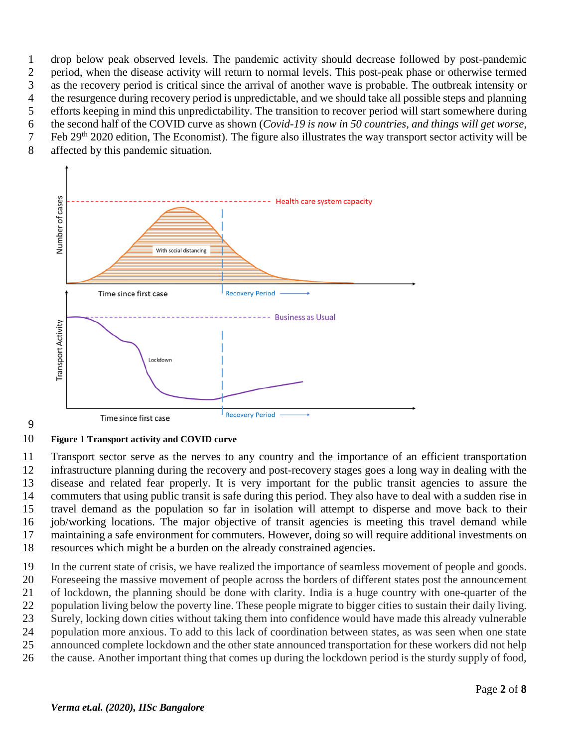drop below peak observed levels. The pandemic activity should decrease followed by post-pandemic period, when the disease activity will return to normal levels. This post-peak phase or otherwise termed as the recovery period is critical since the arrival of another wave is probable. The outbreak intensity or the resurgence during recovery period is unpredictable, and we should take all possible steps and planning efforts keeping in mind this unpredictability. The transition to recover period will start somewhere during the second half of the COVID curve as shown (*Covid-19 is now in 50 countries, and things will get worse*, Feb 29th 2020 edition, The Economist). The figure also illustrates the way transport sector activity will be affected by this pandemic situation.

**Figure 1 Transport activity and COVID curve**

Transport sector serve as the nerves to any country and the importance of an efficient transportation infrastructure planning during the recovery and post-recovery stages goes a long way in dealing with the disease and related fear properly. It is very important for the public transit agencies to assure the commuters that using public transit is safe during this period. They also have to deal with a sudden rise in travel demand as the population so far in isolation will attempt to disperse and move back to their job/working locations. The major objective of transit agencies is meeting this travel demand while maintaining a safe environment for commuters. However, doing so will require additional investments on resources which might be a burden on the already constrained agencies.

In the current state of crisis, we have realized the importance of seamless movement of people and goods. Foreseeing the massive movement of people across the borders of different states post the announcement of lockdown, the planning should be done with clarity. India is a huge country with one-quarter of the population living below the poverty line. These people migrate to bigger cities to sustain their daily living. Surely, locking down cities without taking them into confidence would have made this already vulnerable population more anxious. To add to this lack of coordination between states, as was seen when one state announced complete lockdown and the other state announced transportation for these workers did not help the cause. Another important thing that comes up during the lockdown period is the sturdy supply of food,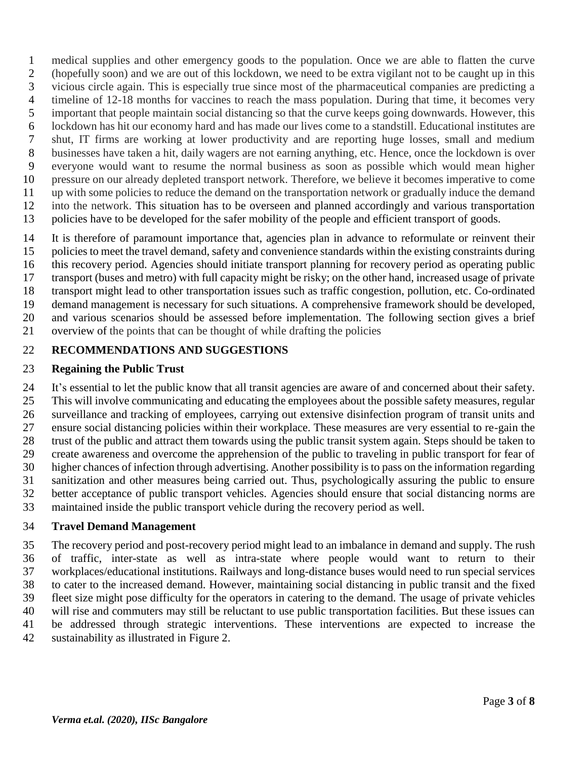medical supplies and other emergency goods to the population. Once we are able to flatten the curve (hopefully soon) and we are out of this lockdown, we need to be extra vigilant not to be caught up in this vicious circle again. This is especially true since most of the pharmaceutical companies are predicting a timeline of 12-18 months for vaccines to reach the mass population. During that time, it becomes very important that people maintain social distancing so that the curve keeps going downwards. However, this lockdown has hit our economy hard and has made our lives come to a standstill. Educational institutes are shut, IT firms are working at lower productivity and are reporting huge losses, small and medium businesses have taken a hit, daily wagers are not earning anything, etc. Hence, once the lockdown is over everyone would want to resume the normal business as soon as possible which would mean higher pressure on our already depleted transport network. Therefore, we believe it becomes imperative to come up with some policies to reduce the demand on the transportation network or gradually induce the demand into the network. This situation has to be overseen and planned accordingly and various transportation policies have to be developed for the safer mobility of the people and efficient transport of goods.

It is therefore of paramount importance that, agencies plan in advance to reformulate or reinvent their policies to meet the travel demand, safety and convenience standards within the existing constraints during this recovery period. Agencies should initiate transport planning for recovery period as operating public transport (buses and metro) with full capacity might be risky; on the other hand, increased usage of private transport might lead to other transportation issues such as traffic congestion, pollution, etc. Co-ordinated demand management is necessary for such situations. A comprehensive framework should be developed, and various scenarios should be assessed before implementation. The following section gives a brief overview of the points that can be thought of while drafting the policies

## RECOMMENDATIONS AND SUGGESTIONS

### Regaining the Public Trust

It's essential to let the public know that all transit agencies are aware of and concerned about their safety. This will involve communicating and educating the employees about the possible safety measures, regular surveillance and tracking of employees, carrying out extensive disinfection program of transit units and ensure social distancing policies within their workplace. These measures are very essential to re-gain the trust of the public and attract them towards using the public transit system again. Steps should be taken to create awareness and overcome the apprehension of the public to traveling in public transport for fear of higher chances of infection through advertising. Another possibility is to pass on the information regarding sanitization and other measures being carried out. Thus, psychologically assuring the public to ensure better acceptance of public transport vehicles. Agencies should ensure that social distancing norms are maintained inside the public transport vehicle during the recovery period as well.

### Travel Demand Management

The recovery period and post-recovery period might lead to an imbalance in demand and supply. The rush of traffic, inter-state as well as intra-state where people would want to return to their workplaces/educational institutions. Railways and long-distance buses would need to run special services to cater to the increased demand. However, maintaining social distancing in public transit and the fixed fleet size might pose difficulty for the operators in catering to the demand. The usage of private vehicles will rise and commuters may still be reluctant to use public transportation facilities. But these issues can be addressed through strategic interventions. These interventions are expected to increase the sustainability as illustrated in Figure 2.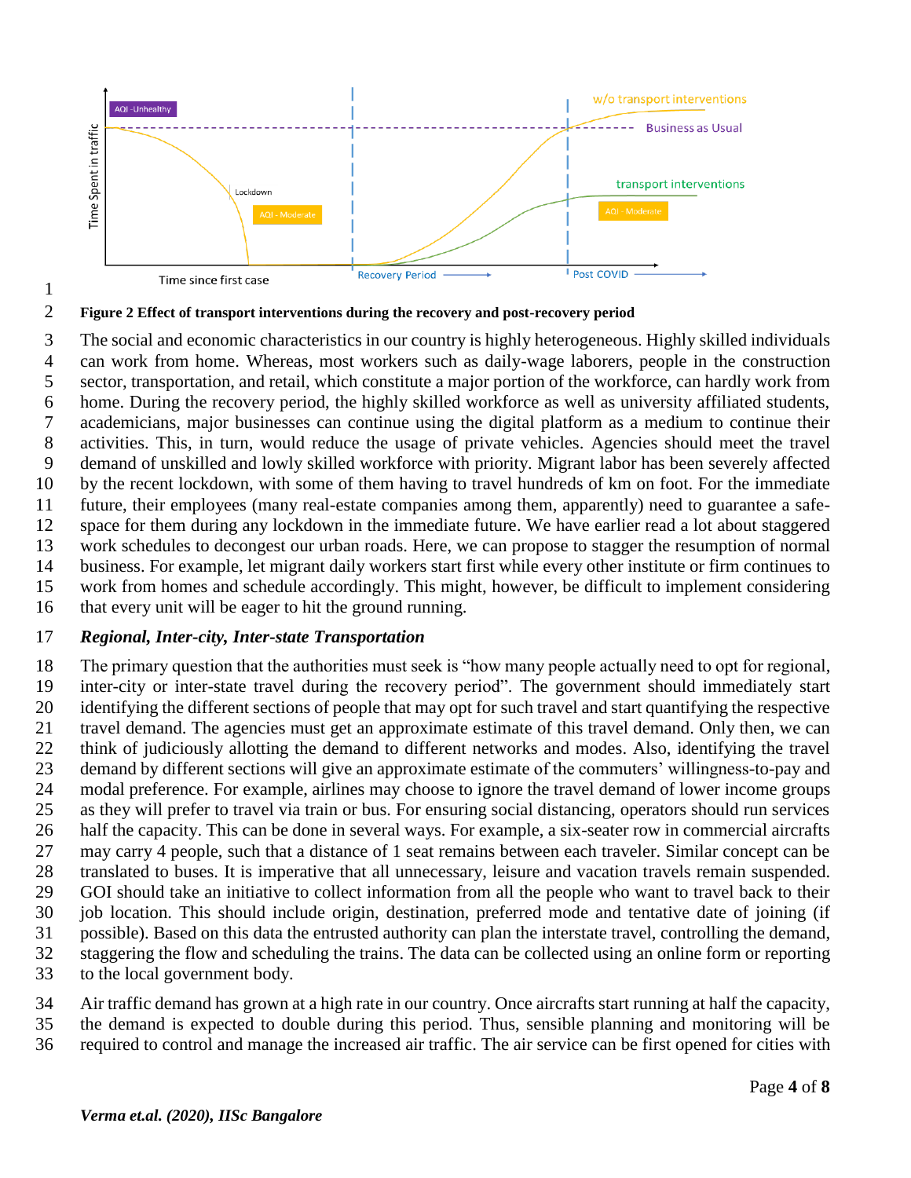**Figure 2 Effect of transport interventions during the recovery and post-recovery period**

The social and economic characteristics in our country is highly heterogeneous. Highly skilled individuals can work from home. Whereas, most workers such as daily-wage laborers, people in the construction sector, transportation, and retail, which constitute a major portion of the workforce, can hardly work from home. During the recovery period, the highly skilled workforce as well as university affiliated students, academicians, major businesses can continue using the digital platform as a medium to continue their activities. This, in turn, would reduce the usage of private vehicles. Agencies should meet the travel demand of unskilled and lowly skilled workforce with priority. Migrant labor has been severely affected by the recent lockdown, with some of them having to travel hundreds of km on foot. For the immediate future, their employees (many real-estate companies among them, apparently) need to guarantee a safe-space for them during any lockdown in the immediate future. We have earlier read a lot about staggered work schedules to decongest our urban roads. Here, we can propose to stagger the resumption of normal business. For example, let migrant daily workers start first while every other institute or firm continues to work from homes and schedule accordingly. This might, however, be difficult to implement considering that every unit will be eager to hit the ground running.

### ***Regional, Inter-city, Inter-state Transportation***

The primary question that the authorities must seek is "how many people actually need to opt for regional, inter-city or inter-state travel during the recovery period". The government should immediately start identifying the different sections of people that may opt for such travel and start quantifying the respective travel demand. The agencies must get an approximate estimate of this travel demand. Only then, we can think of judiciously allotting the demand to different networks and modes. Also, identifying the travel demand by different sections will give an approximate estimate of the commuters' willingness-to-pay and modal preference. For example, airlines may choose to ignore the travel demand of lower income groups as they will prefer to travel via train or bus. For ensuring social distancing, operators should run services half the capacity. This can be done in several ways. For example, a six-seater row in commercial aircrafts may carry 4 people, such that a distance of 1 seat remains between each traveler. Similar concept can be translated to buses. It is imperative that all unnecessary, leisure and vacation travels remain suspended. GOI should take an initiative to collect information from all the people who want to travel back to their job location. This should include origin, destination, preferred mode and tentative date of joining (if possible). Based on this data the entrusted authority can plan the interstate travel, controlling the demand, staggering the flow and scheduling the trains. The data can be collected using an online form or reporting to the local government body.

Air traffic demand has grown at a high rate in our country. Once aircrafts start running at half the capacity, the demand is expected to double during this period. Thus, sensible planning and monitoring will be required to control and manage the increased air traffic. The air service can be first opened for cities with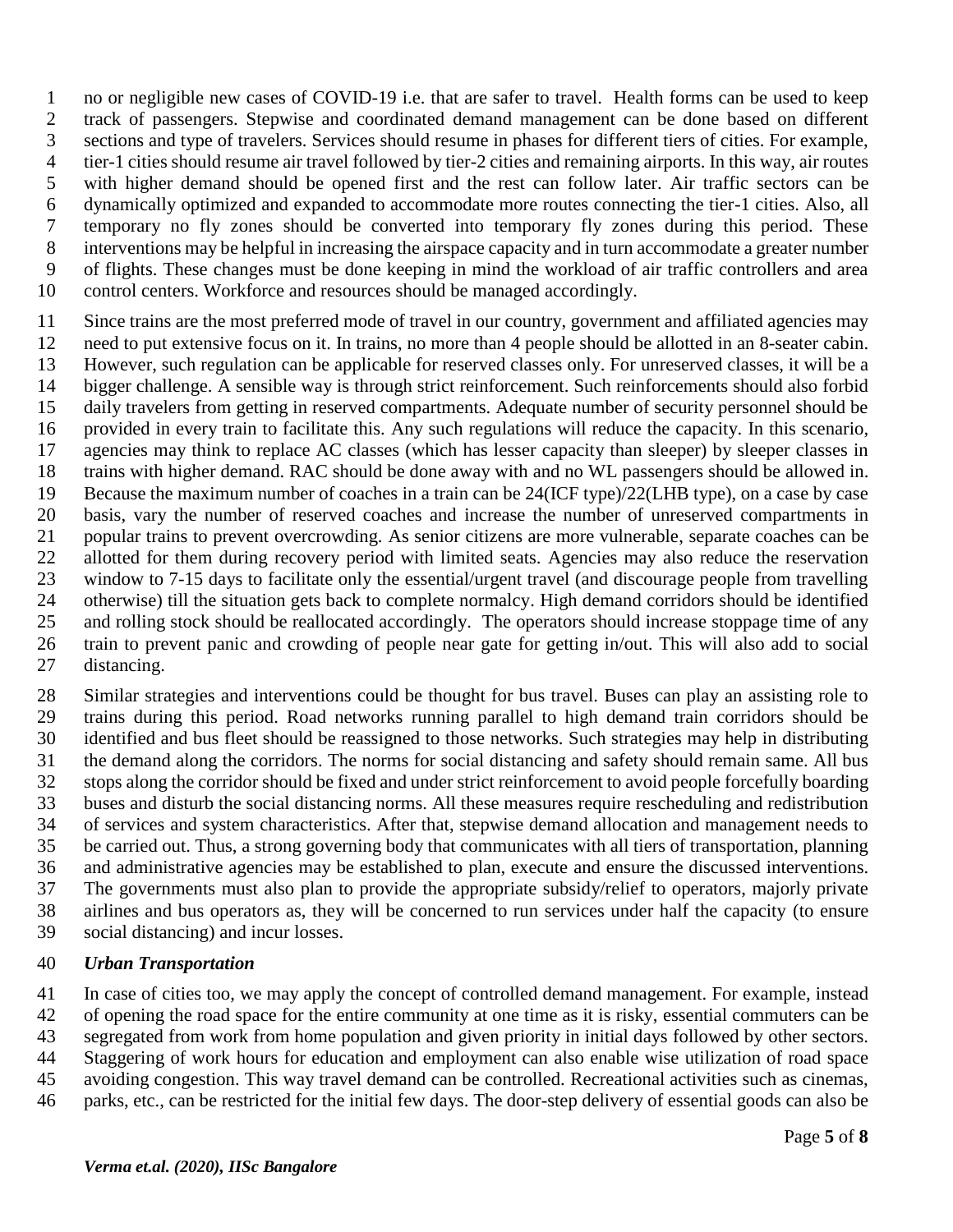no or negligible new cases of COVID-19 i.e. that are safer to travel. Health forms can be used to keep track of passengers. Stepwise and coordinated demand management can be done based on different sections and type of travelers. Services should resume in phases for different tiers of cities. For example, tier-1 cities should resume air travel followed by tier-2 cities and remaining airports. In this way, air routes with higher demand should be opened first and the rest can follow later. Air traffic sectors can be dynamically optimized and expanded to accommodate more routes connecting the tier-1 cities. Also, all temporary no fly zones should be converted into temporary fly zones during this period. These interventions may be helpful in increasing the airspace capacity and in turn accommodate a greater number of flights. These changes must be done keeping in mind the workload of air traffic controllers and area control centers. Workforce and resources should be managed accordingly.

Since trains are the most preferred mode of travel in our country, government and affiliated agencies may need to put extensive focus on it. In trains, no more than 4 people should be allotted in an 8-seater cabin. However, such regulation can be applicable for reserved classes only. For unreserved classes, it will be a bigger challenge. A sensible way is through strict reinforcement. Such reinforcements should also forbid daily travelers from getting in reserved compartments. Adequate number of security personnel should be provided in every train to facilitate this. Any such regulations will reduce the capacity. In this scenario, agencies may think to replace AC classes (which has lesser capacity than sleeper) by sleeper classes in trains with higher demand. RAC should be done away with and no WL passengers should be allowed in. Because the maximum number of coaches in a train can be 24(ICF type)/22(LHB type), on a case by case basis, vary the number of reserved coaches and increase the number of unreserved compartments in popular trains to prevent overcrowding. As senior citizens are more vulnerable, separate coaches can be allotted for them during recovery period with limited seats. Agencies may also reduce the reservation window to 7-15 days to facilitate only the essential/urgent travel (and discourage people from travelling otherwise) till the situation gets back to complete normalcy. High demand corridors should be identified and rolling stock should be reallocated accordingly. The operators should increase stoppage time of any train to prevent panic and crowding of people near gate for getting in/out. This will also add to social distancing.

Similar strategies and interventions could be thought for bus travel. Buses can play an assisting role to trains during this period. Road networks running parallel to high demand train corridors should be identified and bus fleet should be reassigned to those networks. Such strategies may help in distributing the demand along the corridors. The norms for social distancing and safety should remain same. All bus stops along the corridor should be fixed and under strict reinforcement to avoid people forcefully boarding buses and disturb the social distancing norms. All these measures require rescheduling and redistribution of services and system characteristics. After that, stepwise demand allocation and management needs to be carried out. Thus, a strong governing body that communicates with all tiers of transportation, planning and administrative agencies may be established to plan, execute and ensure the discussed interventions. The governments must also plan to provide the appropriate subsidy/relief to operators, majorly private airlines and bus operators as, they will be concerned to run services under half the capacity (to ensure social distancing) and incur losses.

***Urban Transportation***

In case of cities too, we may apply the concept of controlled demand management. For example, instead of opening the road space for the entire community at one time as it is risky, essential commuters can be segregated from work from home population and given priority in initial days followed by other sectors. Staggering of work hours for education and employment can also enable wise utilization of road space avoiding congestion. This way travel demand can be controlled. Recreational activities such as cinemas, parks, etc., can be restricted for the initial few days. The door-step delivery of essential goods can also be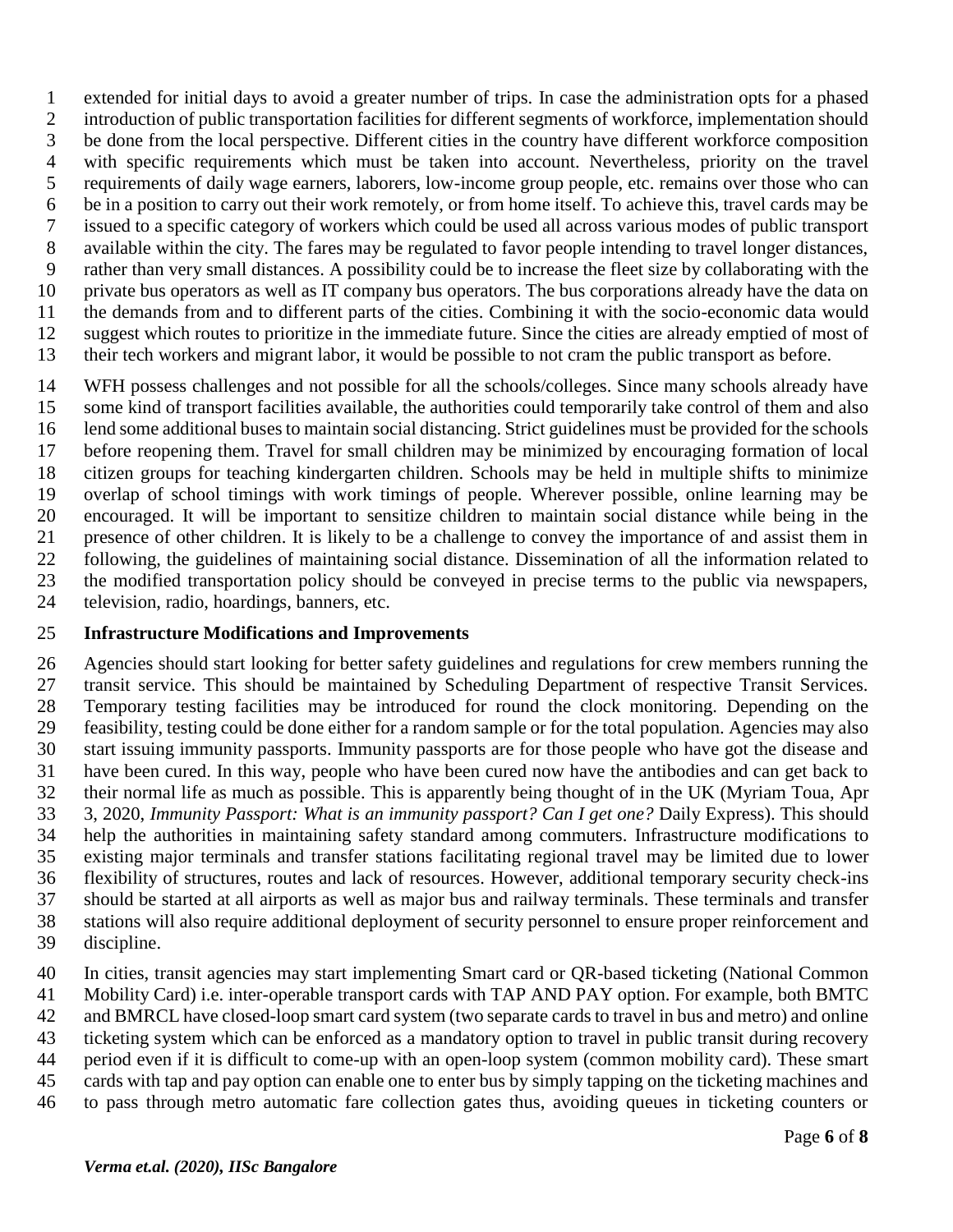extended for initial days to avoid a greater number of trips. In case the administration opts for a phased introduction of public transportation facilities for different segments of workforce, implementation should be done from the local perspective. Different cities in the country have different workforce composition with specific requirements which must be taken into account. Nevertheless, priority on the travel requirements of daily wage earners, laborers, low-income group people, etc. remains over those who can be in a position to carry out their work remotely, or from home itself. To achieve this, travel cards may be issued to a specific category of workers which could be used all across various modes of public transport available within the city. The fares may be regulated to favor people intending to travel longer distances, rather than very small distances. A possibility could be to increase the fleet size by collaborating with the private bus operators as well as IT company bus operators. The bus corporations already have the data on the demands from and to different parts of the cities. Combining it with the socio-economic data would suggest which routes to prioritize in the immediate future. Since the cities are already emptied of most of their tech workers and migrant labor, it would be possible to not cram the public transport as before.

WFH possess challenges and not possible for all the schools/colleges. Since many schools already have some kind of transport facilities available, the authorities could temporarily take control of them and also lend some additional buses to maintain social distancing. Strict guidelines must be provided for the schools before reopening them. Travel for small children may be minimized by encouraging formation of local citizen groups for teaching kindergarten children. Schools may be held in multiple shifts to minimize overlap of school timings with work timings of people. Wherever possible, online learning may be encouraged. It will be important to sensitize children to maintain social distance while being in the presence of other children. It is likely to be a challenge to convey the importance of and assist them in following, the guidelines of maintaining social distance. Dissemination of all the information related to the modified transportation policy should be conveyed in precise terms to the public via newspapers, television, radio, hoardings, banners, etc.

**Infrastructure Modifications and Improvements**

Agencies should start looking for better safety guidelines and regulations for crew members running the transit service. This should be maintained by Scheduling Department of respective Transit Services. Temporary testing facilities may be introduced for round the clock monitoring. Depending on the feasibility, testing could be done either for a random sample or for the total population. Agencies may also start issuing immunity passports. Immunity passports are for those people who have got the disease and have been cured. In this way, people who have been cured now have the antibodies and can get back to their normal life as much as possible. This is apparently being thought of in the UK (Myriam Toua, Apr 3, 2020, *Immunity Passport: What is an immunity passport? Can I get one?* Daily Express). This should help the authorities in maintaining safety standard among commuters. Infrastructure modifications to existing major terminals and transfer stations facilitating regional travel may be limited due to lower flexibility of structures, routes and lack of resources. However, additional temporary security check-ins should be started at all airports as well as major bus and railway terminals. These terminals and transfer stations will also require additional deployment of security personnel to ensure proper reinforcement and discipline.

In cities, transit agencies may start implementing Smart card or QR-based ticketing (National Common Mobility Card) i.e. inter-operable transport cards with TAP AND PAY option. For example, both BMTC and BMRCL have closed-loop smart card system (two separate cards to travel in bus and metro) and online ticketing system which can be enforced as a mandatory option to travel in public transit during recovery period even if it is difficult to come-up with an open-loop system (common mobility card). These smart cards with tap and pay option can enable one to enter bus by simply tapping on the ticketing machines and to pass through metro automatic fare collection gates thus, avoiding queues in ticketing counters or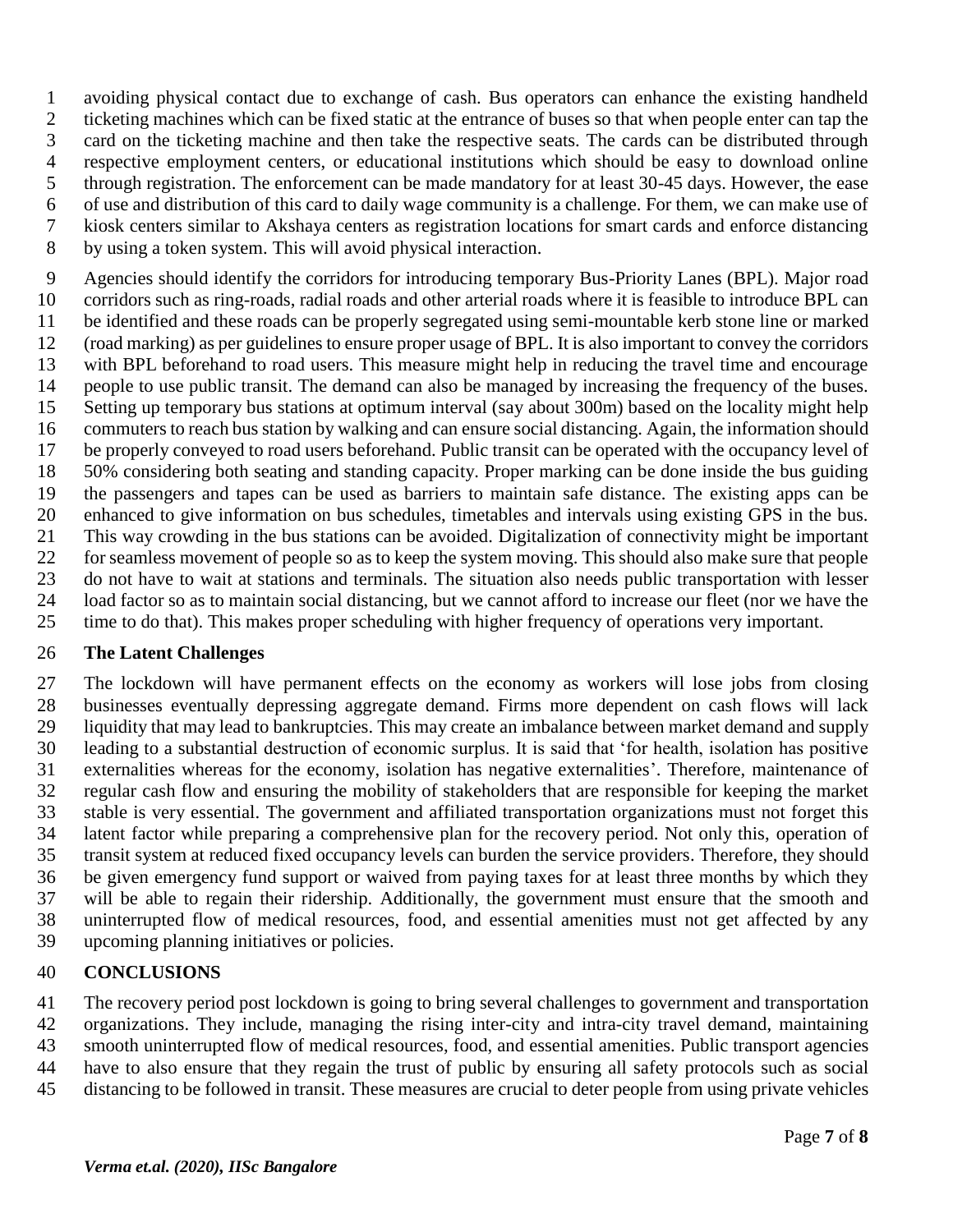avoiding physical contact due to exchange of cash. Bus operators can enhance the existing handheld ticketing machines which can be fixed static at the entrance of buses so that when people enter can tap the card on the ticketing machine and then take the respective seats. The cards can be distributed through respective employment centers, or educational institutions which should be easy to download online through registration. The enforcement can be made mandatory for at least 30-45 days. However, the ease of use and distribution of this card to daily wage community is a challenge. For them, we can make use of kiosk centers similar to Akshaya centers as registration locations for smart cards and enforce distancing by using a token system. This will avoid physical interaction.

Agencies should identify the corridors for introducing temporary Bus-Priority Lanes (BPL). Major road corridors such as ring-roads, radial roads and other arterial roads where it is feasible to introduce BPL can be identified and these roads can be properly segregated using semi-mountable kerb stone line or marked (road marking) as per guidelines to ensure proper usage of BPL. It is also important to convey the corridors with BPL beforehand to road users. This measure might help in reducing the travel time and encourage people to use public transit. The demand can also be managed by increasing the frequency of the buses. Setting up temporary bus stations at optimum interval (say about 300m) based on the locality might help commuters to reach bus station by walking and can ensure social distancing. Again, the information should be properly conveyed to road users beforehand. Public transit can be operated with the occupancy level of 50% considering both seating and standing capacity. Proper marking can be done inside the bus guiding the passengers and tapes can be used as barriers to maintain safe distance. The existing apps can be enhanced to give information on bus schedules, timetables and intervals using existing GPS in the bus. This way crowding in the bus stations can be avoided. Digitalization of connectivity might be important for seamless movement of people so as to keep the system moving. This should also make sure that people do not have to wait at stations and terminals. The situation also needs public transportation with lesser load factor so as to maintain social distancing, but we cannot afford to increase our fleet (nor we have the time to do that). This makes proper scheduling with higher frequency of operations very important.

## The Latent Challenges

The lockdown will have permanent effects on the economy as workers will lose jobs from closing businesses eventually depressing aggregate demand. Firms more dependent on cash flows will lack liquidity that may lead to bankruptcies. This may create an imbalance between market demand and supply leading to a substantial destruction of economic surplus. It is said that 'for health, isolation has positive externalities whereas for the economy, isolation has negative externalities'. Therefore, maintenance of regular cash flow and ensuring the mobility of stakeholders that are responsible for keeping the market stable is very essential. The government and affiliated transportation organizations must not forget this latent factor while preparing a comprehensive plan for the recovery period. Not only this, operation of transit system at reduced fixed occupancy levels can burden the service providers. Therefore, they should be given emergency fund support or waived from paying taxes for at least three months by which they will be able to regain their ridership. Additionally, the government must ensure that the smooth and uninterrupted flow of medical resources, food, and essential amenities must not get affected by any upcoming planning initiatives or policies.

# CONCLUSIONS

The recovery period post lockdown is going to bring several challenges to government and transportation organizations. They include, managing the rising inter-city and intra-city travel demand, maintaining smooth uninterrupted flow of medical resources, food, and essential amenities. Public transport agencies have to also ensure that they regain the trust of public by ensuring all safety protocols such as social distancing to be followed in transit. These measures are crucial to deter people from using private vehicles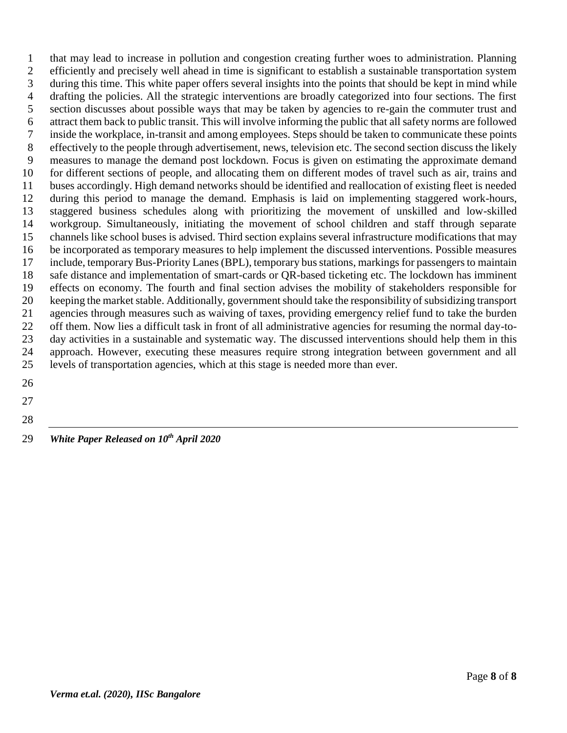that may lead to increase in pollution and congestion creating further woes to administration. Planning efficiently and precisely well ahead in time is significant to establish a sustainable transportation system during this time. This white paper offers several insights into the points that should be kept in mind while drafting the policies. All the strategic interventions are broadly categorized into four sections. The first section discusses about possible ways that may be taken by agencies to re-gain the commuter trust and attract them back to public transit. This will involve informing the public that all safety norms are followed inside the workplace, in-transit and among employees. Steps should be taken to communicate these points effectively to the people through advertisement, news, television etc. The second section discuss the likely measures to manage the demand post lockdown. Focus is given on estimating the approximate demand for different sections of people, and allocating them on different modes of travel such as air, trains and buses accordingly. High demand networks should be identified and reallocation of existing fleet is needed during this period to manage the demand. Emphasis is laid on implementing staggered work-hours, staggered business schedules along with prioritizing the movement of unskilled and low-skilled workgroup. Simultaneously, initiating the movement of school children and staff through separate channels like school buses is advised. Third section explains several infrastructure modifications that may be incorporated as temporary measures to help implement the discussed interventions. Possible measures include, temporary Bus-Priority Lanes (BPL), temporary bus stations, markings for passengers to maintain safe distance and implementation of smart-cards or QR-based ticketing etc. The lockdown has imminent effects on economy. The fourth and final section advises the mobility of stakeholders responsible for keeping the market stable. Additionally, government should take the responsibility of subsidizing transport agencies through measures such as waiving of taxes, providing emergency relief fund to take the burden off them. Now lies a difficult task in front of all administrative agencies for resuming the normal day-to-day activities in a sustainable and systematic way. The discussed interventions should help them in this approach. However, executing these measures require strong integration between government and all levels of transportation agencies, which at this stage is needed more than ever.

---

***White Paper Released on 10th April 2020***